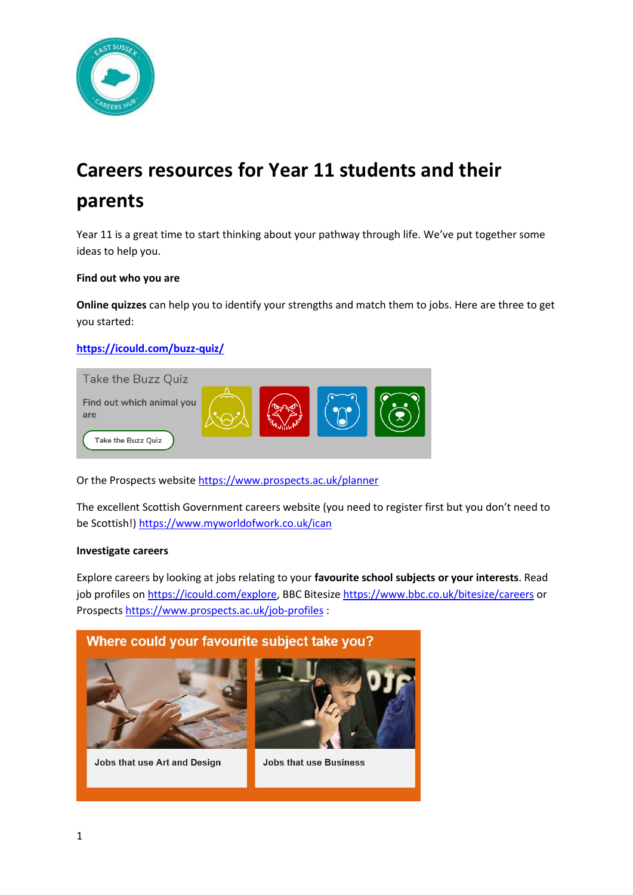# Careers resources for Year 11 students and their parents

Year 11 is a great time to start thinking about your pathway through life. We've put together some ideas to help you.

**Find out who you are**

**Online quizzes** can help you to identify your strengths and match them to jobs. Here are three to get you started:

**https://icould.com/buzz-quiz/**

Take the Buzz Quiz

Find out which animal you are

Take the Buzz Quiz

Or the Prospects website https://www.prospects.ac.uk/planner

The excellent Scottish Government careers website (you need to register first but you don't need to be Scottish!) https://www.myworldofwork.co.uk/ican

**Investigate careers**

Explore careers by looking at jobs relating to your **favourite school subjects or your interests**. Read job profiles on https://icould.com/explore, BBC Bitesize https://www.bbc.co.uk/bitesize/careers or Prospects https://www.prospects.ac.uk/job-profiles :

Where could your favourite subject take you?

Jobs that use Art and Design

Jobs that use Business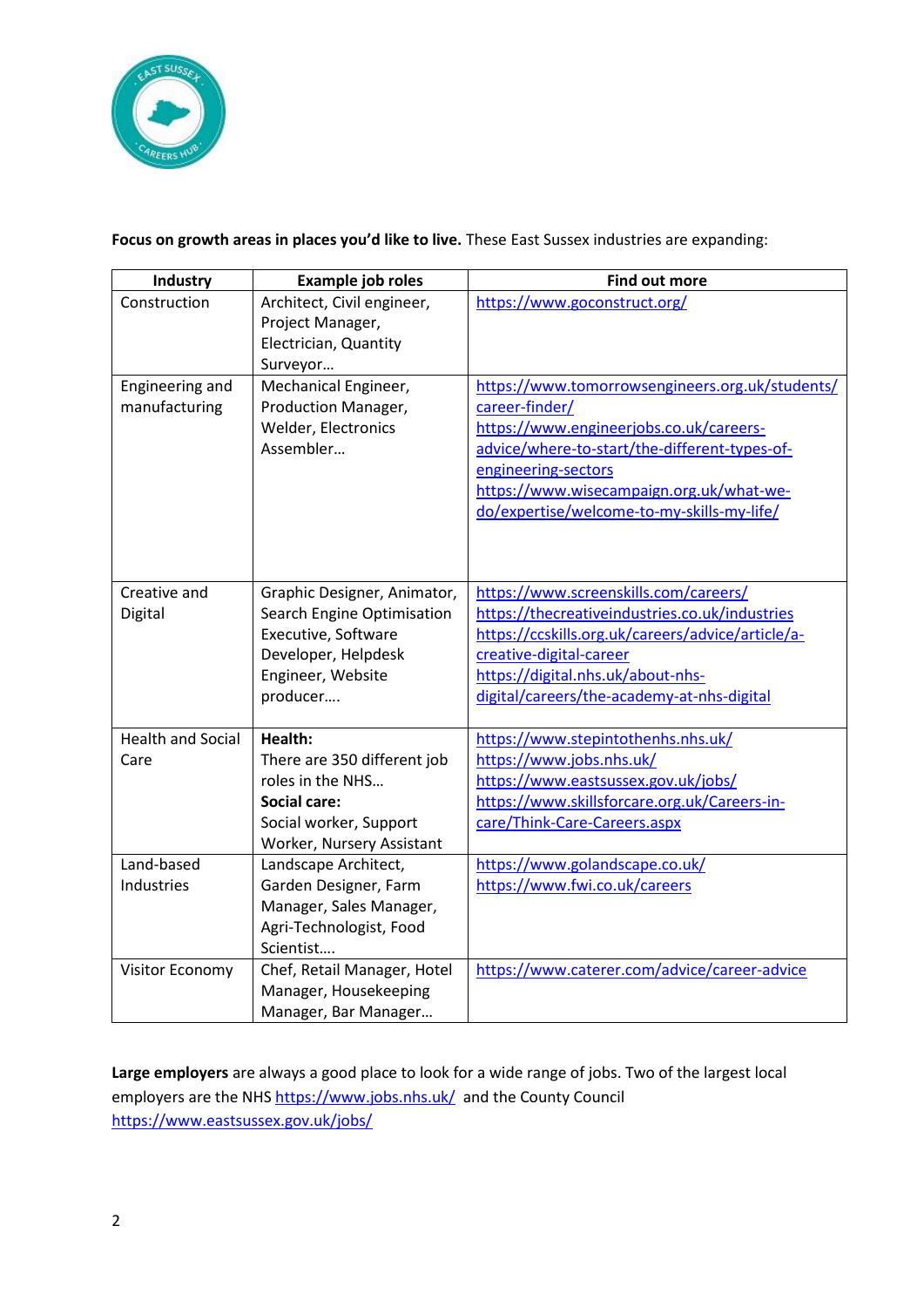**Focus on growth areas in places you'd like to live.** These East Sussex industries are expanding:

| Industry | Example job roles | Find out more |
|---|---|---|
| Construction | Architect, Civil engineer, Project Manager, Electrician, Quantity Surveyor… | https://www.goconstruct.org/ |
| Engineering and manufacturing | Mechanical Engineer, Production Manager, Welder, Electronics Assembler… | https://www.tomorrowsengineers.org.uk/students/career-finder/ https://www.engineerjobs.co.uk/careers-advice/where-to-start/the-different-types-of-engineering-sectors https://www.wisecampaign.org.uk/what-we-do/expertise/welcome-to-my-skills-my-life/ |
| Creative and Digital | Graphic Designer, Animator, Search Engine Optimisation Executive, Software Developer, Helpdesk Engineer, Website producer…. | https://www.screenskills.com/careers/ https://thecreativeindustries.co.uk/industries https://ccskills.org.uk/careers/advice/article/a-creative-digital-career https://digital.nhs.uk/about-nhs-digital/careers/the-academy-at-nhs-digital |
| Health and Social Care | **Health:** There are 350 different job roles in the NHS… **Social care:** Social worker, Support Worker, Nursery Assistant | https://www.stepintothenhs.nhs.uk/ https://www.jobs.nhs.uk/ https://www.eastsussex.gov.uk/jobs/ https://www.skillsforcare.org.uk/Careers-in-care/Think-Care-Careers.aspx |
| Land-based Industries | Landscape Architect, Garden Designer, Farm Manager, Sales Manager, Agri-Technologist, Food Scientist…. | https://www.golandscape.co.uk/ https://www.fwi.co.uk/careers |
| Visitor Economy | Chef, Retail Manager, Hotel Manager, Housekeeping Manager, Bar Manager… | https://www.caterer.com/advice/career-advice |

**Large employers** are always a good place to look for a wide range of jobs. Two of the largest local employers are the NHS https://www.jobs.nhs.uk/ and the County Council https://www.eastsussex.gov.uk/jobs/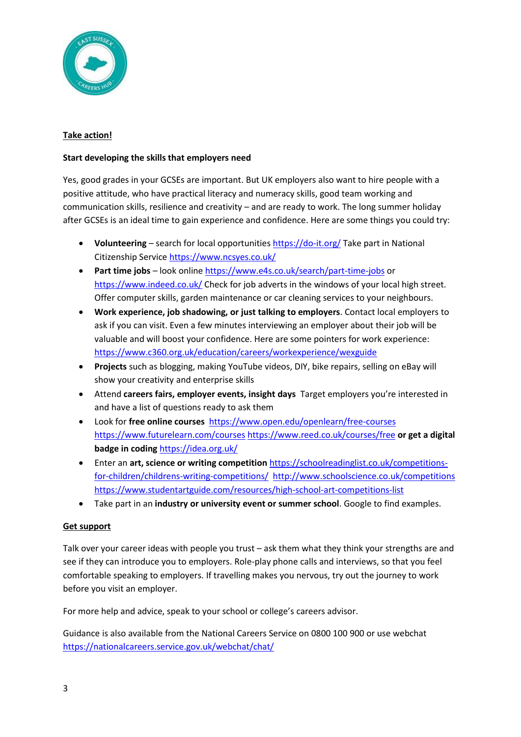**<u>Take action!</u>**

**Start developing the skills that employers need**

Yes, good grades in your GCSEs are important. But UK employers also want to hire people with a positive attitude, who have practical literacy and numeracy skills, good team working and communication skills, resilience and creativity – and are ready to work. The long summer holiday after GCSEs is an ideal time to gain experience and confidence. Here are some things you could try:

- **Volunteering** – search for local opportunities https://do-it.org/ Take part in National Citizenship Service https://www.ncsyes.co.uk/
- **Part time jobs** – look online https://www.e4s.co.uk/search/part-time-jobs or https://www.indeed.co.uk/ Check for job adverts in the windows of your local high street. Offer computer skills, garden maintenance or car cleaning services to your neighbours.
- **Work experience, job shadowing, or just talking to employers**. Contact local employers to ask if you can visit. Even a few minutes interviewing an employer about their job will be valuable and will boost your confidence. Here are some pointers for work experience: https://www.c360.org.uk/education/careers/workexperience/wexguide
- **Projects** such as blogging, making YouTube videos, DIY, bike repairs, selling on eBay will show your creativity and enterprise skills
- Attend **careers fairs, employer events, insight days** Target employers you're interested in and have a list of questions ready to ask them
- Look for **free online courses** https://www.open.edu/openlearn/free-courses https://www.futurelearn.com/courses https://www.reed.co.uk/courses/free **or get a digital badge in coding** https://idea.org.uk/
- Enter an **art, science or writing competition** https://schoolreadinglist.co.uk/competitions-for-children/childrens-writing-competitions/ http://www.schoolscience.co.uk/competitions https://www.studentartguide.com/resources/high-school-art-competitions-list
- Take part in an **industry or university event or summer school**. Google to find examples.

**<u>Get support</u>**

Talk over your career ideas with people you trust – ask them what they think your strengths are and see if they can introduce you to employers. Role-play phone calls and interviews, so that you feel comfortable speaking to employers. If travelling makes you nervous, try out the journey to work before you visit an employer.

For more help and advice, speak to your school or college's careers advisor.

Guidance is also available from the National Careers Service on 0800 100 900 or use webchat https://nationalcareers.service.gov.uk/webchat/chat/